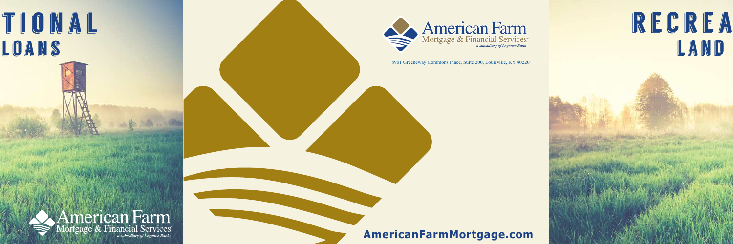TIONAL

LOANS

American Farm
Mortgage & Financial Services
*a subsidiary of Legence Bank*

American Farm
Mortgage & Financial Services
*a subsidiary of Legence Bank*

8901 Greeneway Commons Place, Suite 200, Louisville, KY 40220

**AmericanFarmMortgage.com**

RECREA

LAND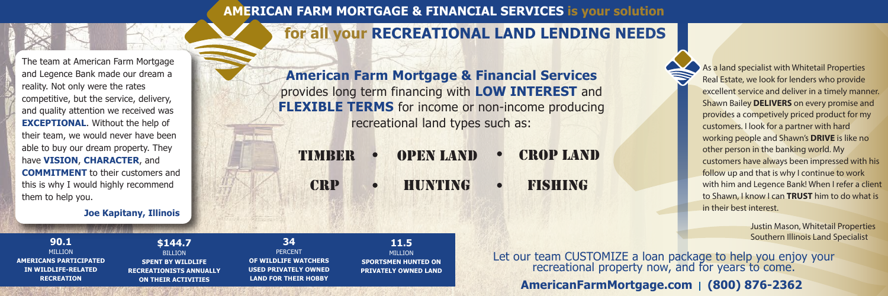# AMERICAN FARM MORTGAGE & FINANCIAL SERVICES is your solution for all your RECREATIONAL LAND LENDING NEEDS

The team at American Farm Mortgage and Legence Bank made our dream a reality. Not only were the rates competitive, but the service, delivery, and quality attention we received was **EXCEPTIONAL**. Without the help of their team, we would never have been able to buy our dream property. They have **VISION**, **CHARACTER**, and **COMMITMENT** to their customers and this is why I would highly recommend them to help you.

**Joe Kapitany, Illinois**

**American Farm Mortgage & Financial Services** provides long term financing with **LOW INTEREST** and **FLEXIBLE TERMS** for income or non-income producing recreational land types such as:

TIMBER • OPEN LAND • CROP LAND

CRP • HUNTING • FISHING

As a land specialist with Whitetail Properties Real Estate, we look for lenders who provide excellent service and deliver in a timely manner. Shawn Bailey **DELIVERS** on every promise and provides a competively priced product for my customers. I look for a partner with hard working people and Shawn's **DRIVE** is like no other person in the banking world. My customers have always been impressed with his follow up and that is why I continue to work with him and Legence Bank! When I refer a client to Shawn, I know I can **TRUST** him to do what is in their best interest.

Justin Mason, Whitetail Properties Southern Illinois Land Specialist

**90.1** MILLION **AMERICANS PARTICIPATED IN WILDLIFE-RELATED RECREATION**

**$144.7** BILLION **SPENT BY WILDLIFE RECREATIONISTS ANNUALLY ON THEIR ACTIVITIES**

**34** PERCENT **OF WILDLIFE WATCHERS USED PRIVATELY OWNED LAND FOR THEIR HOBBY**

**11.5** MILLION **SPORTSMEN HUNTED ON PRIVATELY OWNED LAND**

Let our team CUSTOMIZE a loan package to help you enjoy your recreational property now, and for years to come.

**AmericanFarmMortgage.com | (800) 876-2362**